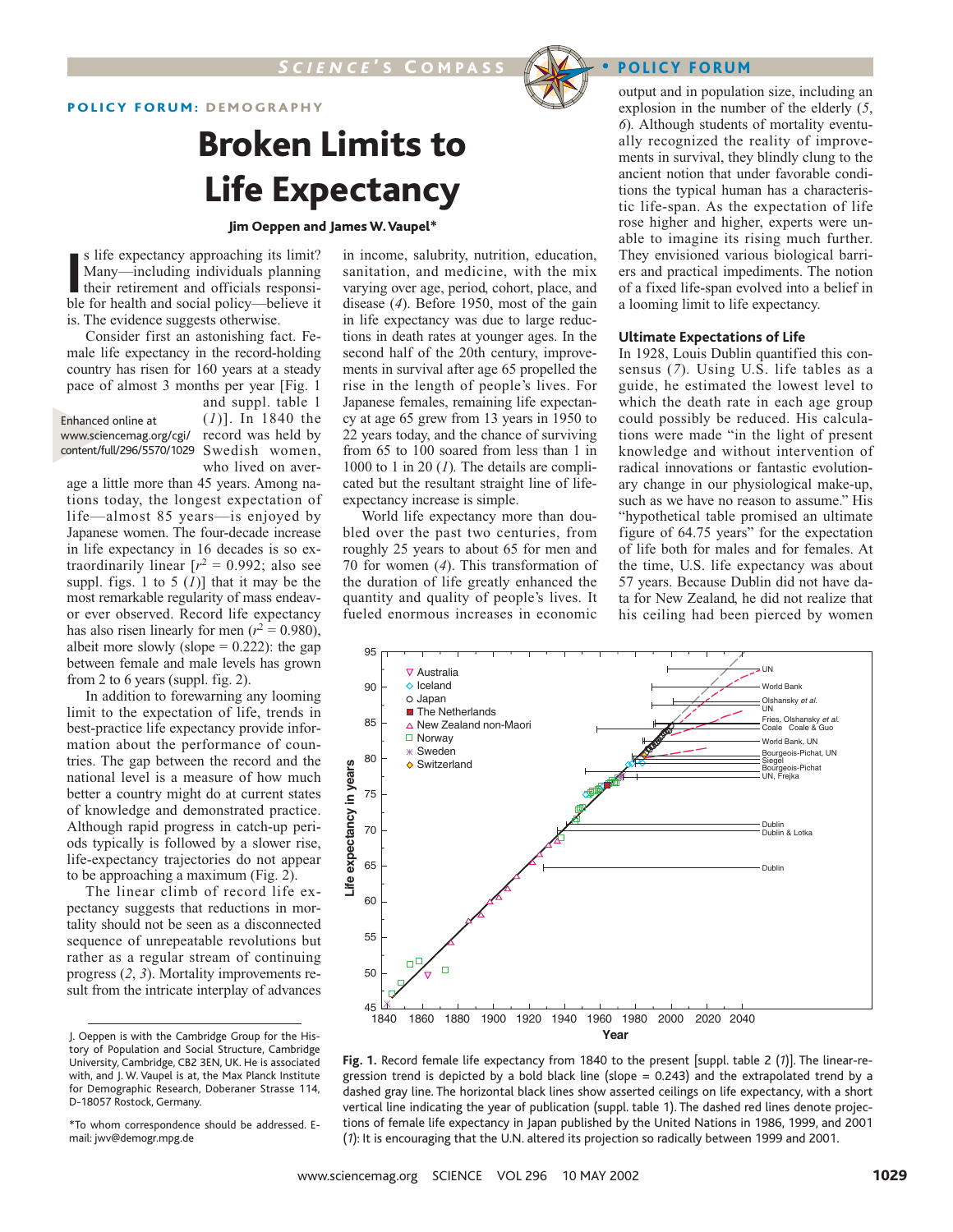POLICY FORUM: DEMOGRAPHY

# Broken Limits to Life Expectancy

**Jim Oeppen and James W. Vaupel***

Is life expectancy approaching its limit? Many—including individuals planning their retirement and officials responsible for health and social policy—believe it is. The evidence suggests otherwise.

Consider first an astonishing fact. Female life expectancy in the record-holding country has risen for 160 years at a steady pace of almost 3 months per year [Fig. 1 and suppl. table 1 (*1*)]. In 1840 the record was held by Swedish women, who lived on average a little more than 45 years. Among nations today, the longest expectation of life—almost 85 years—is enjoyed by Japanese women. The four-decade increase in life expectancy in 16 decades is so extraordinarily linear [$r^2 = 0.992$; also see suppl. figs. 1 to 5 (*1*)] that it may be the most remarkable regularity of mass endeavor ever observed. Record life expectancy has also risen linearly for men ($r^2 = 0.980$), albeit more slowly (slope = 0.222): the gap between female and male levels has grown from 2 to 6 years (suppl. fig. 2).

Enhanced online at www.sciencemag.org/cgi/content/full/296/5570/1029

In addition to forewarning any looming limit to the expectation of life, trends in best-practice life expectancy provide information about the performance of countries. The gap between the record and the national level is a measure of how much better a country might do at current states of knowledge and demonstrated practice. Although rapid progress in catch-up periods typically is followed by a slower rise, life-expectancy trajectories do not appear to be approaching a maximum (Fig. 2).

The linear climb of record life expectancy suggests that reductions in mortality should not be seen as a disconnected sequence of unrepeatable revolutions but rather as a regular stream of continuing progress (*2*, *3*). Mortality improvements result from the intricate interplay of advances in income, salubrity, nutrition, education, sanitation, and medicine, with the mix varying over age, period, cohort, place, and disease (*4*). Before 1950, most of the gain in life expectancy was due to large reductions in death rates at younger ages. In the second half of the 20th century, improvements in survival after age 65 propelled the rise in the length of people's lives. For Japanese females, remaining life expectancy at age 65 grew from 13 years in 1950 to 22 years today, and the chance of surviving from 65 to 100 soared from less than 1 in 1000 to 1 in 20 (*1*). The details are complicated but the resultant straight line of life-expectancy increase is simple.

World life expectancy more than doubled over the past two centuries, from roughly 25 years to about 65 for men and 70 for women (*4*). This transformation of the duration of life greatly enhanced the quantity and quality of people's lives. It fueled enormous increases in economic output and in population size, including an explosion in the number of the elderly (*5*, *6*). Although students of mortality eventually recognized the reality of improvements in survival, they blindly clung to the ancient notion that under favorable conditions the typical human has a characteristic life-span. As the expectation of life rose higher and higher, experts were unable to imagine its rising much further. They envisioned various biological barriers and practical impediments. The notion of a fixed life-span evolved into a belief in a looming limit to life expectancy.

## Ultimate Expectations of Life

In 1928, Louis Dublin quantified this consensus (*7*). Using U.S. life tables as a guide, he estimated the lowest level to which the death rate in each age group could possibly be reduced. His calculations were made "in the light of present knowledge and without intervention of radical innovations or fantastic evolutionary change in our physiological make-up, such as we have no reason to assume." His "hypothetical table promised an ultimate figure of 64.75 years" for the expectation of life both for males and for females. At the time, U.S. life expectancy was about 57 years. Because Dublin did not have data for New Zealand, he did not realize that his ceiling had been pierced by women

**Fig. 1.** Record female life expectancy from 1840 to the present [suppl. table 2 (*1*)]. The linear-regression trend is depicted by a bold black line (slope = 0.243) and the extrapolated trend by a dashed gray line. The horizontal black lines show asserted ceilings on life expectancy, with a short vertical line indicating the year of publication (suppl. table 1). The dashed red lines denote projections of female life expectancy in Japan published by the United Nations in 1986, 1999, and 2001 (*1*): It is encouraging that the U.N. altered its projection so radically between 1999 and 2001.

J. Oeppen is with the Cambridge Group for the History of Population and Social Structure, Cambridge University, Cambridge, CB2 3EN, UK. He is associated with, and J. W. Vaupel is at, the Max Planck Institute for Demographic Research, Doberaner Strasse 114, D-18057 Rostock, Germany.

*To whom correspondence should be addressed. E-mail: jwv@demogr.mpg.de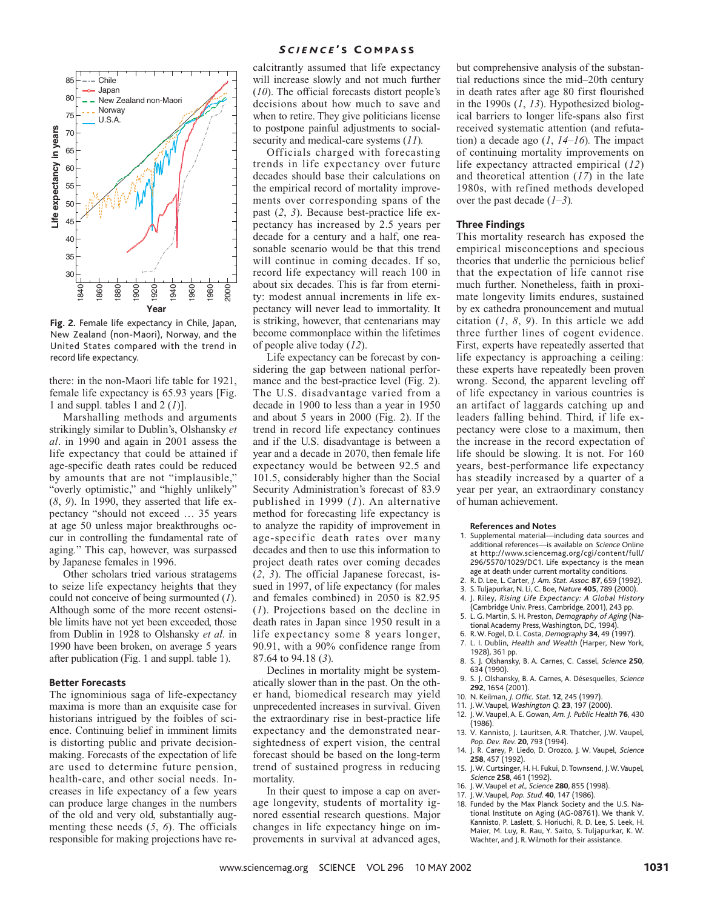Chile
Japan
New Zealand non-Maori
Norway
U.S.A.

Life expectancy in years

85
80
75
70
65
60
55
50
45
40
35
30

1840
1860
1880
1900
1920
1940
1960
1980
2000

Year

**Fig. 2.** Female life expectancy in Chile, Japan, New Zealand (non-Maori), Norway, and the United States compared with the trend in record life expectancy.

there: in the non-Maori life table for 1921, female life expectancy is 65.93 years [Fig. 1 and suppl. tables 1 and 2 (*1*)].

Marshalling methods and arguments strikingly similar to Dublin's, Olshansky *et al*. in 1990 and again in 2001 assess the life expectancy that could be attained if age-specific death rates could be reduced by amounts that are not "implausible," "overly optimistic," and "highly unlikely" (*8*, *9*). In 1990, they asserted that life expectancy "should not exceed … 35 years at age 50 unless major breakthroughs occur in controlling the fundamental rate of aging." This cap, however, was surpassed by Japanese females in 1996.

Other scholars tried various stratagems to seize life expectancy heights that they could not conceive of being surmounted (*1*). Although some of the more recent ostensible limits have not yet been exceeded, those from Dublin in 1928 to Olshansky *et al*. in 1990 have been broken, on average 5 years after publication (Fig. 1 and suppl. table 1).

### Better Forecasts

The ignominious saga of life-expectancy maxima is more than an exquisite case for historians intrigued by the foibles of science. Continuing belief in imminent limits is distorting public and private decision-making. Forecasts of the expectation of life are used to determine future pension, health-care, and other social needs. Increases in life expectancy of a few years can produce large changes in the numbers of the old and very old, substantially augmenting these needs (*5*, *6*). The officials responsible for making projections have recalcitrantly assumed that life expectancy will increase slowly and not much further (*10*). The official forecasts distort people's decisions about how much to save and when to retire. They give politicians license to postpone painful adjustments to social-security and medical-care systems (*11*).

Officials charged with forecasting trends in life expectancy over future decades should base their calculations on the empirical record of mortality improvements over corresponding spans of the past (*2*, *3*). Because best-practice life expectancy has increased by 2.5 years per decade for a century and a half, one reasonable scenario would be that this trend will continue in coming decades. If so, record life expectancy will reach 100 in about six decades. This is far from eternity: modest annual increments in life expectancy will never lead to immortality. It is striking, however, that centenarians may become commonplace within the lifetimes of people alive today (*12*).

Life expectancy can be forecast by considering the gap between national performance and the best-practice level (Fig. 2). The U.S. disadvantage varied from a decade in 1900 to less than a year in 1950 and about 5 years in 2000 (Fig. 2). If the trend in record life expectancy continues and if the U.S. disadvantage is between a year and a decade in 2070, then female life expectancy would be between 92.5 and 101.5, considerably higher than the Social Security Administration's forecast of 83.9 published in 1999 (*1*). An alternative method for forecasting life expectancy is to analyze the rapidity of improvement in age-specific death rates over many decades and then to use this information to project death rates over coming decades (*2*, *3*). The official Japanese forecast, issued in 1997, of life expectancy (for males and females combined) in 2050 is 82.95 (*1*). Projections based on the decline in death rates in Japan since 1950 result in a life expectancy some 8 years longer, 90.91, with a 90% confidence range from 87.64 to 94.18 (*3*).

Declines in mortality might be systematically slower than in the past. On the other hand, biomedical research may yield unprecedented increases in survival. Given the extraordinary rise in best-practice life expectancy and the demonstrated near-sightedness of expert vision, the central forecast should be based on the long-term trend of sustained progress in reducing mortality.

In their quest to impose a cap on average longevity, students of mortality ignored essential research questions. Major changes in life expectancy hinge on improvements in survival at advanced ages, but comprehensive analysis of the substantial reductions since the mid–20th century in death rates after age 80 first flourished in the 1990s (*1*, *13*). Hypothesized biological barriers to longer life-spans also first received systematic attention (and refutation) a decade ago (*1*, *14*–*16*). The impact of continuing mortality improvements on life expectancy attracted empirical (*12*) and theoretical attention (*17*) in the late 1980s, with refined methods developed over the past decade (*1*–*3*).

### Three Findings

This mortality research has exposed the empirical misconceptions and specious theories that underlie the pernicious belief that the expectation of life cannot rise much further. Nonetheless, faith in proximate longevity limits endures, sustained by ex cathedra pronouncement and mutual citation (*1*, *8*, *9*). In this article we add three further lines of cogent evidence. First, experts have repeatedly asserted that life expectancy is approaching a ceiling: these experts have repeatedly been proven wrong. Second, the apparent leveling off of life expectancy in various countries is an artifact of laggards catching up and leaders falling behind. Third, if life expectancy were close to a maximum, then the increase in the record expectation of life should be slowing. It is not. For 160 years, best-performance life expectancy has steadily increased by a quarter of a year per year, an extraordinary constancy of human achievement.

#### References and Notes

1. Supplemental material—including data sources and additional references—is available on *Science* Online at http://www.sciencemag.org/cgi/content/full/296/5570/1029/DC1. Life expectancy is the mean age at death under current mortality conditions.
2. R. D. Lee, L. Carter, *J. Am. Stat. Assoc.* **87**, 659 (1992).
3. S. Tuljapurkar, N. Li, C. Boe, *Nature* **405**, 789 (2000).
4. J. Riley, *Rising Life Expectancy: A Global History* (Cambridge Univ. Press, Cambridge, 2001), 243 pp.
5. L. G. Martin, S. H. Preston, *Demography of Aging* (National Academy Press, Washington, DC, 1994).
6. R. W. Fogel, D. L. Costa, *Demography* **34**, 49 (1997).
7. L. I. Dublin, *Health and Wealth* (Harper, New York, 1928), 361 pp.
8. S. J. Olshansky, B. A. Carnes, C. Cassel, *Science* **250**, 634 (1990).
9. S. J. Olshansky, B. A. Carnes, A. Désesquelles, *Science* **292**, 1654 (2001).
10. N. Keilman, *J. Offic. Stat.* **12**, 245 (1997).
11. J. W. Vaupel, *Washington Q.* **23**, 197 (2000).
12. J. W. Vaupel, A. E. Gowan, *Am. J. Public Health* **76**, 430 (1986).
13. V. Kannisto, J. Lauritsen, A.R. Thatcher, J.W. Vaupel, *Pop. Dev. Rev.* **20**, 793 (1994).
14. J. R. Carey, P. Liedo, D. Orozco, J. W. Vaupel, *Science* **258**, 457 (1992).
15. J. W. Curtsinger, H. H. Fukui, D. Townsend, J. W. Vaupel, *Science* **258**, 461 (1992).
16. J. W. Vaupel *et al.*, *Science* **280**, 855 (1998).
17. J. W. Vaupel, *Pop. Stud.* **40**, 147 (1986).
18. Funded by the Max Planck Society and the U.S. National Institute on Aging (AG-08761). We thank V. Kannisto, P. Laslett, S. Horiuchi, R. D. Lee, S. Leek, H. Maier, M. Luy, R. Rau, Y. Saito, S. Tuljapurkar, K. W. Wachter, and J. R. Wilmoth for their assistance.